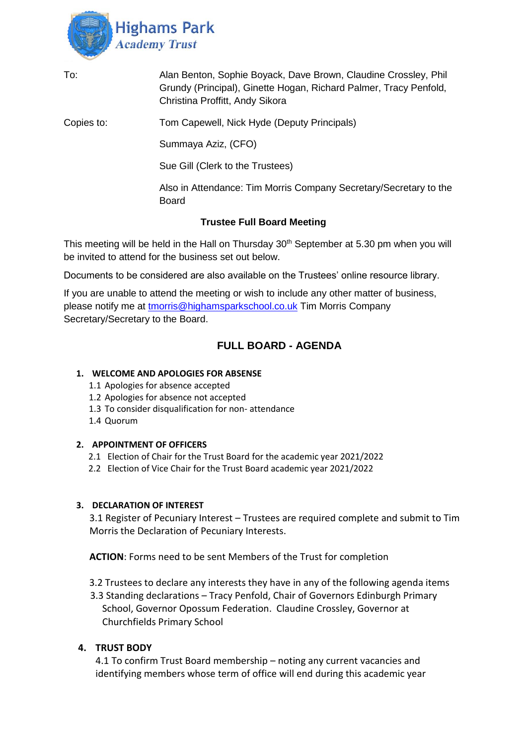Highams Park Academy Trust

| | |
|---|---|
| To: | Alan Benton, Sophie Boyack, Dave Brown, Claudine Crossley, Phil Grundy (Principal), Ginette Hogan, Richard Palmer, Tracy Penfold, Christina Proffitt, Andy Sikora |
| Copies to: | Tom Capewell, Nick Hyde (Deputy Principals) |
| | Summaya Aziz, (CFO) |
| | Sue Gill (Clerk to the Trustees) |
| | Also in Attendance: Tim Morris Company Secretary/Secretary to the Board |

**Trustee Full Board Meeting**

This meeting will be held in the Hall on Thursday 30th September at 5.30 pm when you will be invited to attend for the business set out below.

Documents to be considered are also available on the Trustees' online resource library.

If you are unable to attend the meeting or wish to include any other matter of business, please notify me at tmorris@highamsparkschool.co.uk Tim Morris Company Secretary/Secretary to the Board.

## FULL BOARD - AGENDA

**1. WELCOME AND APOLOGIES FOR ABSENSE**

1.1 Apologies for absence accepted
1.2 Apologies for absence not accepted
1.3 To consider disqualification for non- attendance
1.4 Quorum

**2. APPOINTMENT OF OFFICERS**

2.1 Election of Chair for the Trust Board for the academic year 2021/2022
2.2 Election of Vice Chair for the Trust Board academic year 2021/2022

**3. DECLARATION OF INTEREST**

3.1 Register of Pecuniary Interest – Trustees are required complete and submit to Tim Morris the Declaration of Pecuniary Interests.

**ACTION**: Forms need to be sent Members of the Trust for completion

3.2 Trustees to declare any interests they have in any of the following agenda items
3.3 Standing declarations – Tracy Penfold, Chair of Governors Edinburgh Primary School, Governor Opossum Federation. Claudine Crossley, Governor at Churchfields Primary School

**4. TRUST BODY**

4.1 To confirm Trust Board membership – noting any current vacancies and identifying members whose term of office will end during this academic year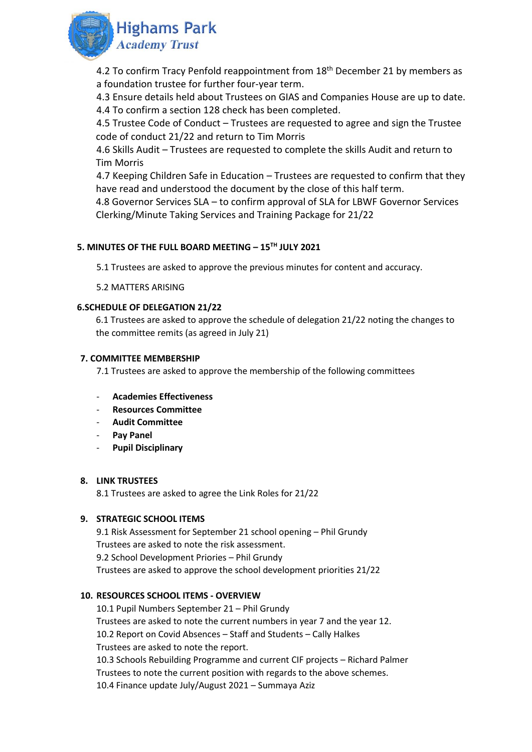4.2 To confirm Tracy Penfold reappointment from 18th December 21 by members as a foundation trustee for further four-year term.

4.3 Ensure details held about Trustees on GIAS and Companies House are up to date.

4.4 To confirm a section 128 check has been completed.

4.5 Trustee Code of Conduct – Trustees are requested to agree and sign the Trustee code of conduct 21/22 and return to Tim Morris

4.6 Skills Audit – Trustees are requested to complete the skills Audit and return to Tim Morris

4.7 Keeping Children Safe in Education – Trustees are requested to confirm that they have read and understood the document by the close of this half term.

4.8 Governor Services SLA – to confirm approval of SLA for LBWF Governor Services Clerking/Minute Taking Services and Training Package for 21/22

**5. MINUTES OF THE FULL BOARD MEETING – 15TH JULY 2021**

5.1 Trustees are asked to approve the previous minutes for content and accuracy.

5.2 MATTERS ARISING

**6.SCHEDULE OF DELEGATION 21/22**

6.1 Trustees are asked to approve the schedule of delegation 21/22 noting the changes to the committee remits (as agreed in July 21)

**7. COMMITTEE MEMBERSHIP**

7.1 Trustees are asked to approve the membership of the following committees

- **Academies Effectiveness**
- **Resources Committee**
- **Audit Committee**
- **Pay Panel**
- **Pupil Disciplinary**

**8. LINK TRUSTEES**

8.1 Trustees are asked to agree the Link Roles for 21/22

**9. STRATEGIC SCHOOL ITEMS**

9.1 Risk Assessment for September 21 school opening – Phil Grundy
Trustees are asked to note the risk assessment.

9.2 School Development Priories – Phil Grundy
Trustees are asked to approve the school development priorities 21/22

**10. RESOURCES SCHOOL ITEMS - OVERVIEW**

10.1 Pupil Numbers September 21 – Phil Grundy
Trustees are asked to note the current numbers in year 7 and the year 12.

10.2 Report on Covid Absences – Staff and Students – Cally Halkes
Trustees are asked to note the report.

10.3 Schools Rebuilding Programme and current CIF projects – Richard Palmer
Trustees to note the current position with regards to the above schemes.

10.4 Finance update July/August 2021 – Summaya Aziz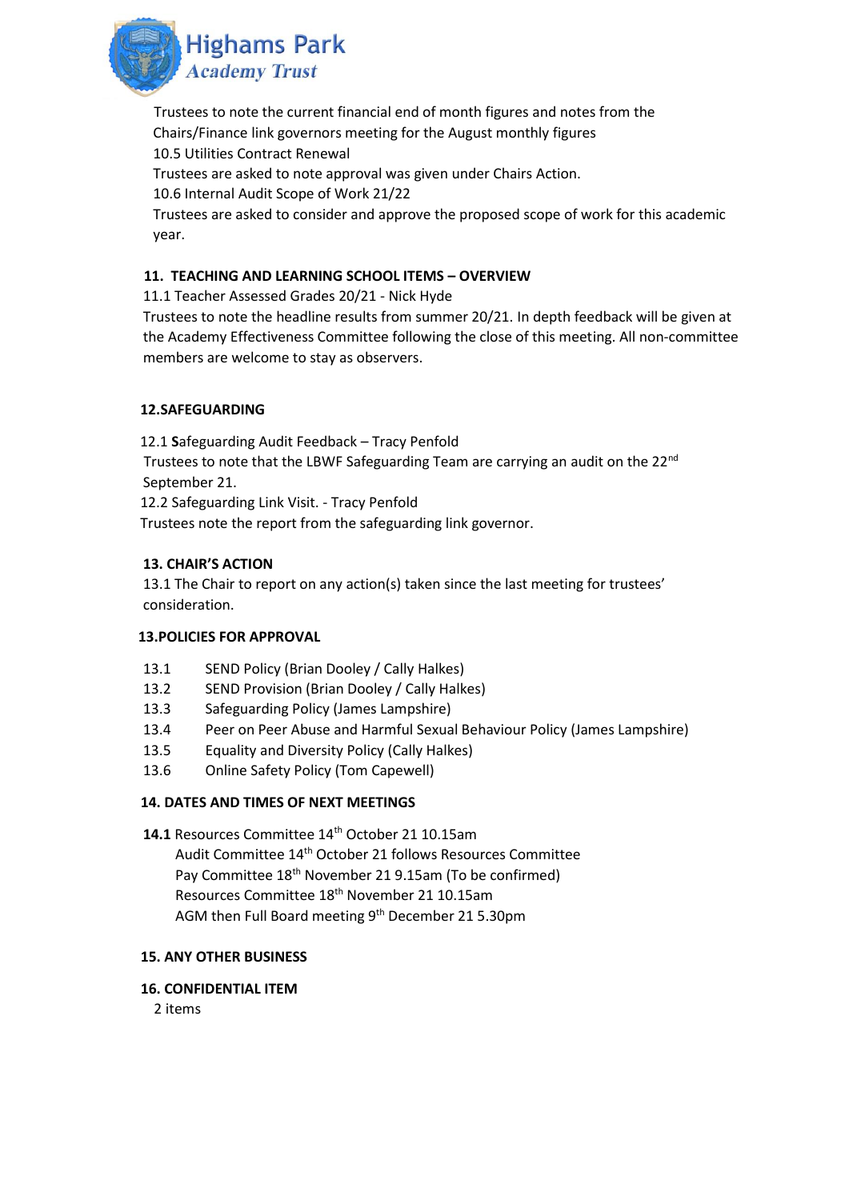Trustees to note the current financial end of month figures and notes from the Chairs/Finance link governors meeting for the August monthly figures

10.5 Utilities Contract Renewal

Trustees are asked to note approval was given under Chairs Action.

10.6 Internal Audit Scope of Work 21/22

Trustees are asked to consider and approve the proposed scope of work for this academic year.

**11. TEACHING AND LEARNING SCHOOL ITEMS – OVERVIEW**

11.1 Teacher Assessed Grades 20/21 - Nick Hyde

Trustees to note the headline results from summer 20/21. In depth feedback will be given at the Academy Effectiveness Committee following the close of this meeting. All non-committee members are welcome to stay as observers.

**12.SAFEGUARDING**

12.1 **S**afeguarding Audit Feedback – Tracy Penfold

Trustees to note that the LBWF Safeguarding Team are carrying an audit on the 22nd September 21.

12.2 Safeguarding Link Visit. - Tracy Penfold

Trustees note the report from the safeguarding link governor.

**13. CHAIR'S ACTION**

13.1 The Chair to report on any action(s) taken since the last meeting for trustees' consideration.

**13.POLICIES FOR APPROVAL**

- 13.1 SEND Policy (Brian Dooley / Cally Halkes)
- 13.2 SEND Provision (Brian Dooley / Cally Halkes)
- 13.3 Safeguarding Policy (James Lampshire)
- 13.4 Peer on Peer Abuse and Harmful Sexual Behaviour Policy (James Lampshire)
- 13.5 Equality and Diversity Policy (Cally Halkes)
- 13.6 Online Safety Policy (Tom Capewell)

**14. DATES AND TIMES OF NEXT MEETINGS**

**14.1** Resources Committee 14th October 21 10.15am
Audit Committee 14th October 21 follows Resources Committee
Pay Committee 18th November 21 9.15am (To be confirmed)
Resources Committee 18th November 21 10.15am
AGM then Full Board meeting 9th December 21 5.30pm

**15. ANY OTHER BUSINESS**

**16. CONFIDENTIAL ITEM**

2 items